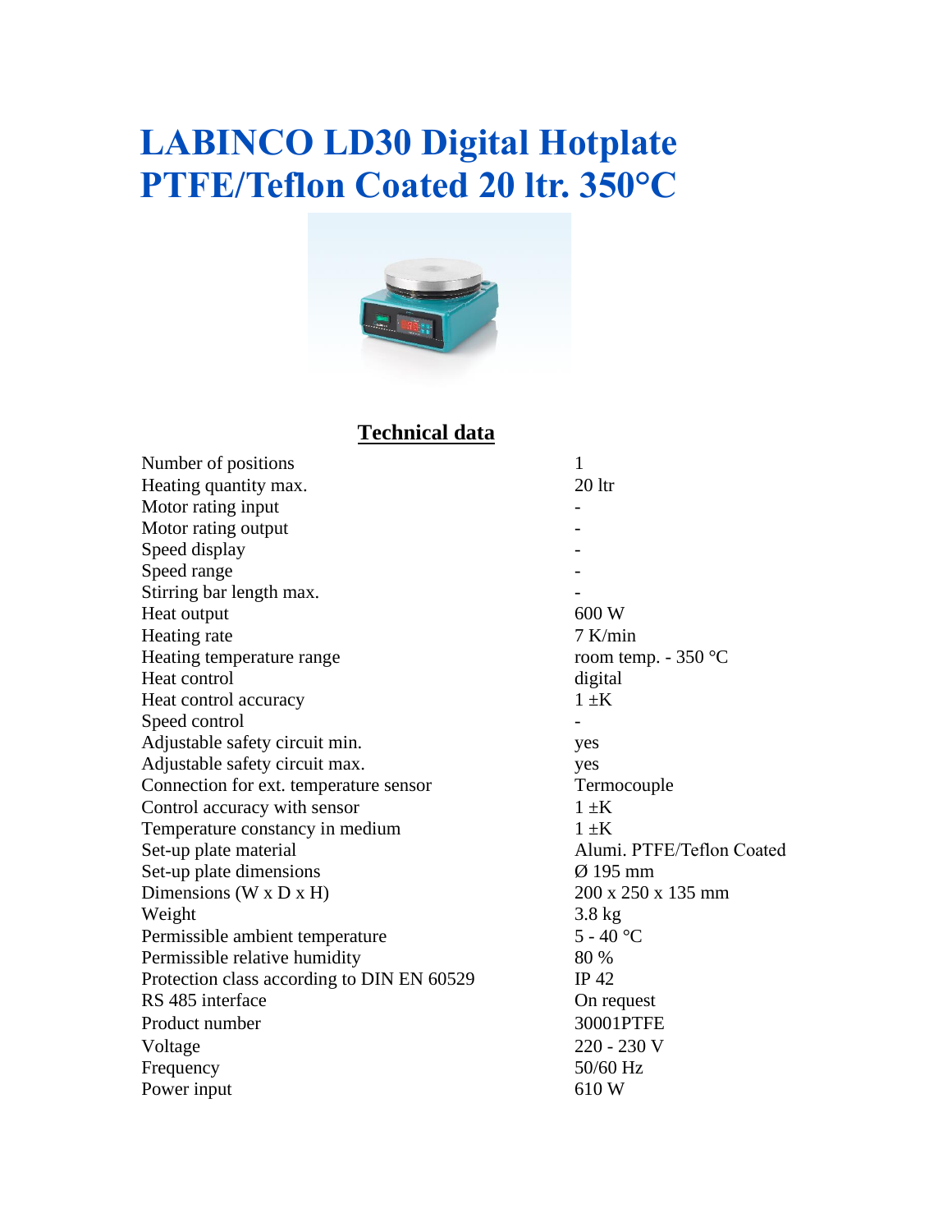# LABINCO LD30 Digital Hotplate PTFE/Teflon Coated 20 ltr. 350°C

## Technical data

| | |
|---|---|
| Number of positions | 1 |
| Heating quantity max. | 20 ltr |
| Motor rating input | - |
| Motor rating output | - |
| Speed display | - |
| Speed range | - |
| Stirring bar length max. | - |
| Heat output | 600 W |
| Heating rate | 7 K/min |
| Heating temperature range | room temp. - 350 °C |
| Heat control | digital |
| Heat control accuracy | 1 ±K |
| Speed control | - |
| Adjustable safety circuit min. | yes |
| Adjustable safety circuit max. | yes |
| Connection for ext. temperature sensor | Termocouple |
| Control accuracy with sensor | 1 ±K |
| Temperature constancy in medium | 1 ±K |
| Set-up plate material | Alumi. PTFE/Teflon Coated |
| Set-up plate dimensions | Ø 195 mm |
| Dimensions (W x D x H) | 200 x 250 x 135 mm |
| Weight | 3.8 kg |
| Permissible ambient temperature | 5 - 40 °C |
| Permissible relative humidity | 80 % |
| Protection class according to DIN EN 60529 | IP 42 |
| RS 485 interface | On request |
| Product number | 30001PTFE |
| Voltage | 220 - 230 V |
| Frequency | 50/60 Hz |
| Power input | 610 W |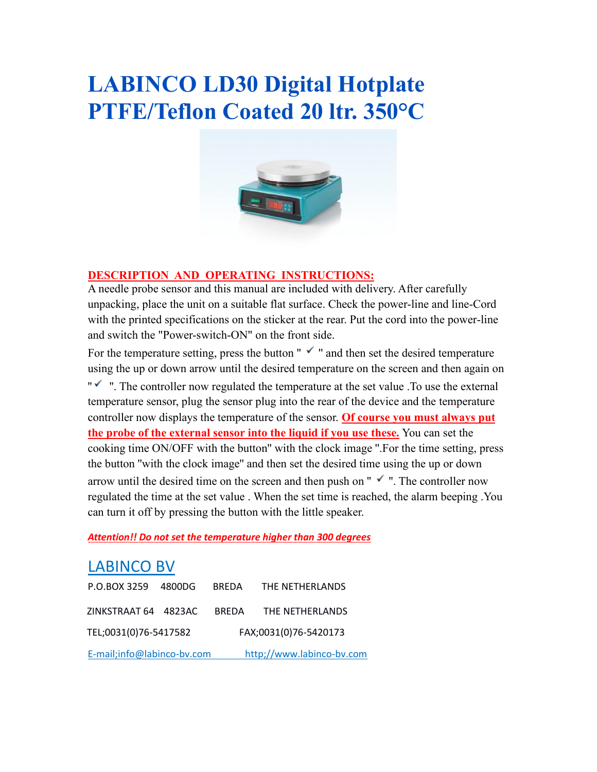# LABINCO LD30 Digital Hotplate PTFE/Teflon Coated 20 ltr. 350°C

**DESCRIPTION AND OPERATING INSTRUCTIONS:**

A needle probe sensor and this manual are included with delivery. After carefully unpacking, place the unit on a suitable flat surface. Check the power-line and line-Cord with the printed specifications on the sticker at the rear. Put the cord into the power-line and switch the "Power-switch-ON" on the front side.

For the temperature setting, press the button " ✓ " and then set the desired temperature using the up or down arrow until the desired temperature on the screen and then again on " ✓ ". The controller now regulated the temperature at the set value .To use the external temperature sensor, plug the sensor plug into the rear of the device and the temperature controller now displays the temperature of the sensor. **Of course you must always put the probe of the external sensor into the liquid if you use these.** You can set the cooking time ON/OFF with the button" with the clock image ".For the time setting, press the button "with the clock image" and then set the desired time using the up or down arrow until the desired time on the screen and then push on " ✓ ". The controller now regulated the time at the set value . When the set time is reached, the alarm beeping .You can turn it off by pressing the button with the little speaker.

***Attention!! Do not set the temperature higher than 300 degrees***

## LABINCO BV

P.O.BOX 3259 4800DG BREDA THE NETHERLANDS

ZINKSTRAAT 64 4823AC BREDA THE NETHERLANDS

TEL;0031(0)76-5417582 FAX;0031(0)76-5420173

E-mail;info@labinco-bv.com http;//www.labinco-bv.com